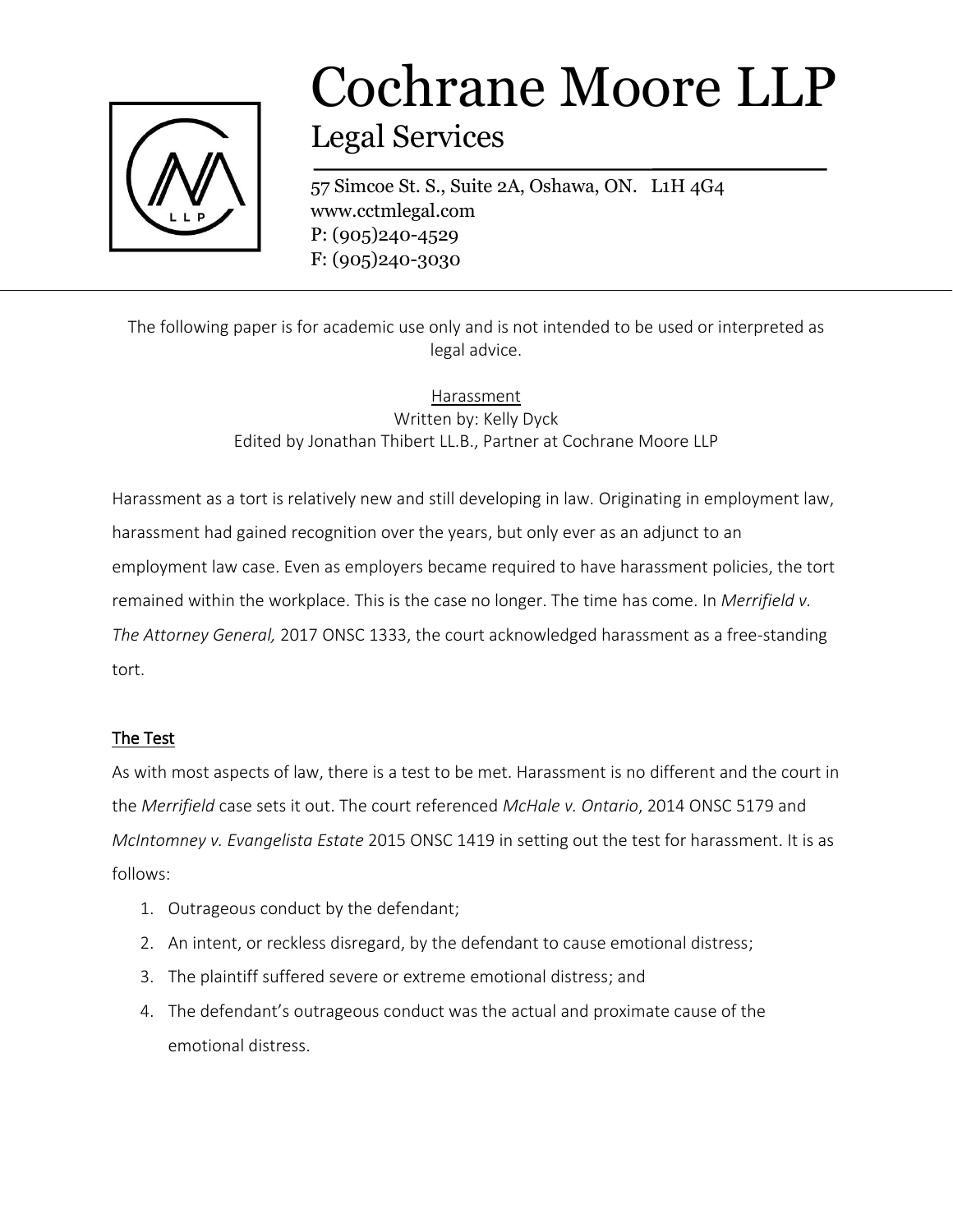# Cochrane Moore LLP

## Legal Services

57 Simcoe St. S., Suite 2A, Oshawa, ON. L1H 4G4
www.cctmlegal.com
P: (905)240-4529
F: (905)240-3030

---

The following paper is for academic use only and is not intended to be used or interpreted as legal advice.

Harassment
Written by: Kelly Dyck
Edited by Jonathan Thibert LL.B., Partner at Cochrane Moore LLP

Harassment as a tort is relatively new and still developing in law. Originating in employment law, harassment had gained recognition over the years, but only ever as an adjunct to an employment law case. Even as employers became required to have harassment policies, the tort remained within the workplace. This is the case no longer. The time has come. In *Merrifield v. The Attorney General,* 2017 ONSC 1333, the court acknowledged harassment as a free-standing tort.

### The Test

As with most aspects of law, there is a test to be met. Harassment is no different and the court in the *Merrifield* case sets it out. The court referenced *McHale v. Ontario*, 2014 ONSC 5179 and *McIntomney v. Evangelista Estate* 2015 ONSC 1419 in setting out the test for harassment. It is as follows:

1. Outrageous conduct by the defendant;
2. An intent, or reckless disregard, by the defendant to cause emotional distress;
3. The plaintiff suffered severe or extreme emotional distress; and
4. The defendant's outrageous conduct was the actual and proximate cause of the emotional distress.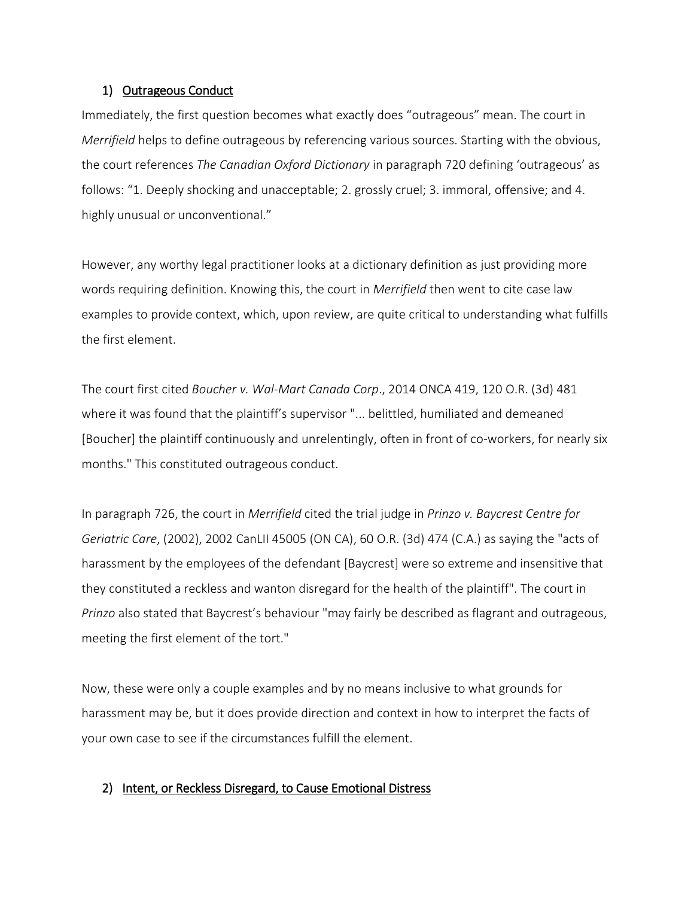## 1) Outrageous Conduct

Immediately, the first question becomes what exactly does "outrageous" mean. The court in *Merrifield* helps to define outrageous by referencing various sources. Starting with the obvious, the court references *The Canadian Oxford Dictionary* in paragraph 720 defining 'outrageous' as follows: "1. Deeply shocking and unacceptable; 2. grossly cruel; 3. immoral, offensive; and 4. highly unusual or unconventional."

However, any worthy legal practitioner looks at a dictionary definition as just providing more words requiring definition. Knowing this, the court in *Merrifield* then went to cite case law examples to provide context, which, upon review, are quite critical to understanding what fulfills the first element.

The court first cited *Boucher v. Wal-Mart Canada Corp*., 2014 ONCA 419, 120 O.R. (3d) 481 where it was found that the plaintiff's supervisor "... belittled, humiliated and demeaned [Boucher] the plaintiff continuously and unrelentingly, often in front of co-workers, for nearly six months." This constituted outrageous conduct.

In paragraph 726, the court in *Merrifield* cited the trial judge in *Prinzo v. Baycrest Centre for Geriatric Care*, (2002), 2002 CanLII 45005 (ON CA), 60 O.R. (3d) 474 (C.A.) as saying the "acts of harassment by the employees of the defendant [Baycrest] were so extreme and insensitive that they constituted a reckless and wanton disregard for the health of the plaintiff". The court in *Prinzo* also stated that Baycrest's behaviour "may fairly be described as flagrant and outrageous, meeting the first element of the tort."

Now, these were only a couple examples and by no means inclusive to what grounds for harassment may be, but it does provide direction and context in how to interpret the facts of your own case to see if the circumstances fulfill the element.

## 2) Intent, or Reckless Disregard, to Cause Emotional Distress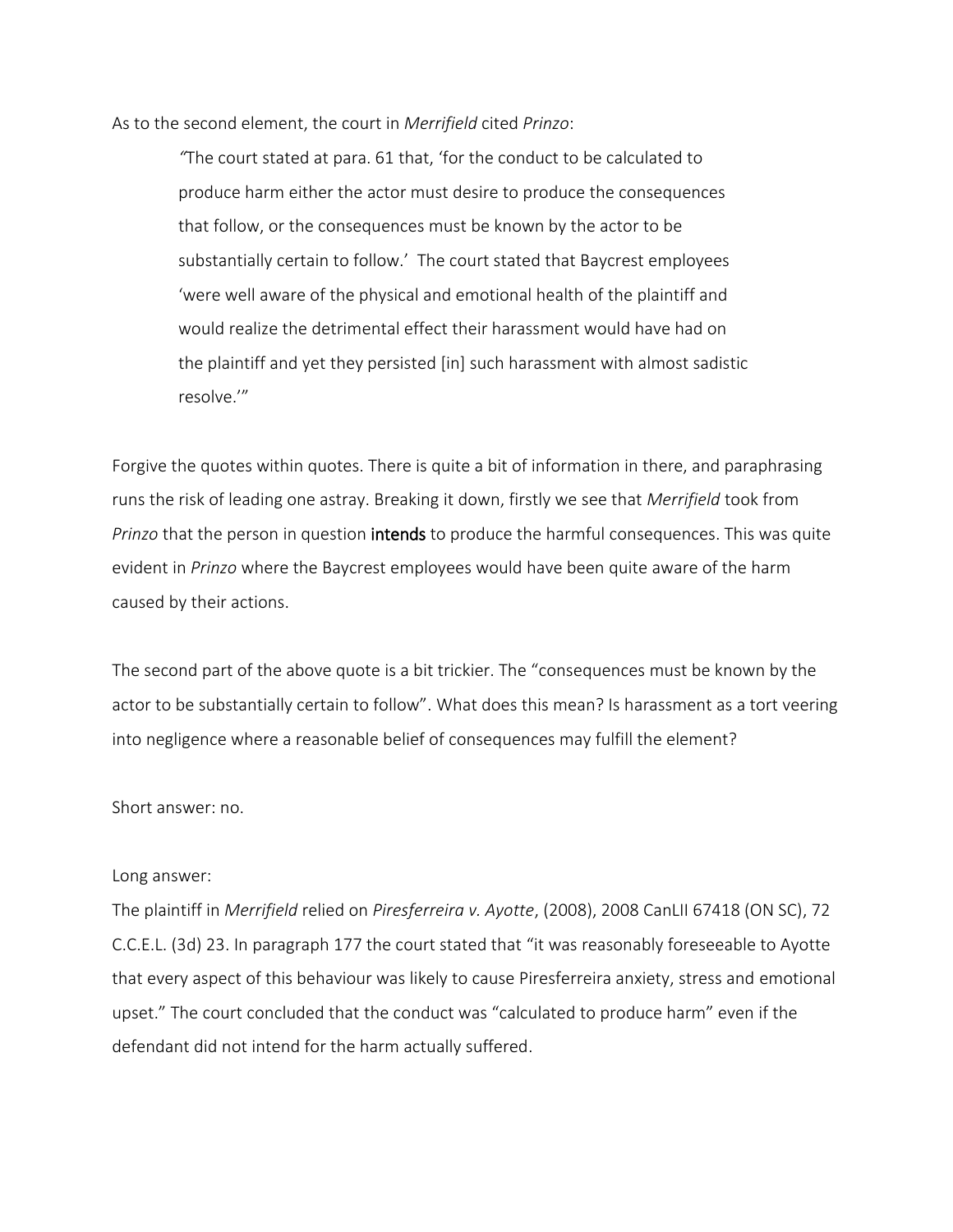As to the second element, the court in *Merrifield* cited *Prinzo*:

> *"*The court stated at para. 61 that, 'for the conduct to be calculated to produce harm either the actor must desire to produce the consequences that follow, or the consequences must be known by the actor to be substantially certain to follow.' The court stated that Baycrest employees 'were well aware of the physical and emotional health of the plaintiff and would realize the detrimental effect their harassment would have had on the plaintiff and yet they persisted [in] such harassment with almost sadistic resolve.'"

Forgive the quotes within quotes. There is quite a bit of information in there, and paraphrasing runs the risk of leading one astray. Breaking it down, firstly we see that *Merrifield* took from *Prinzo* that the person in question **intends** to produce the harmful consequences. This was quite evident in *Prinzo* where the Baycrest employees would have been quite aware of the harm caused by their actions.

The second part of the above quote is a bit trickier. The "consequences must be known by the actor to be substantially certain to follow". What does this mean? Is harassment as a tort veering into negligence where a reasonable belief of consequences may fulfill the element?

Short answer: no.

Long answer:

The plaintiff in *Merrifield* relied on *Piresferreira v. Ayotte*, (2008), 2008 CanLII 67418 (ON SC), 72 C.C.E.L. (3d) 23. In paragraph 177 the court stated that "it was reasonably foreseeable to Ayotte that every aspect of this behaviour was likely to cause Piresferreira anxiety, stress and emotional upset." The court concluded that the conduct was "calculated to produce harm" even if the defendant did not intend for the harm actually suffered.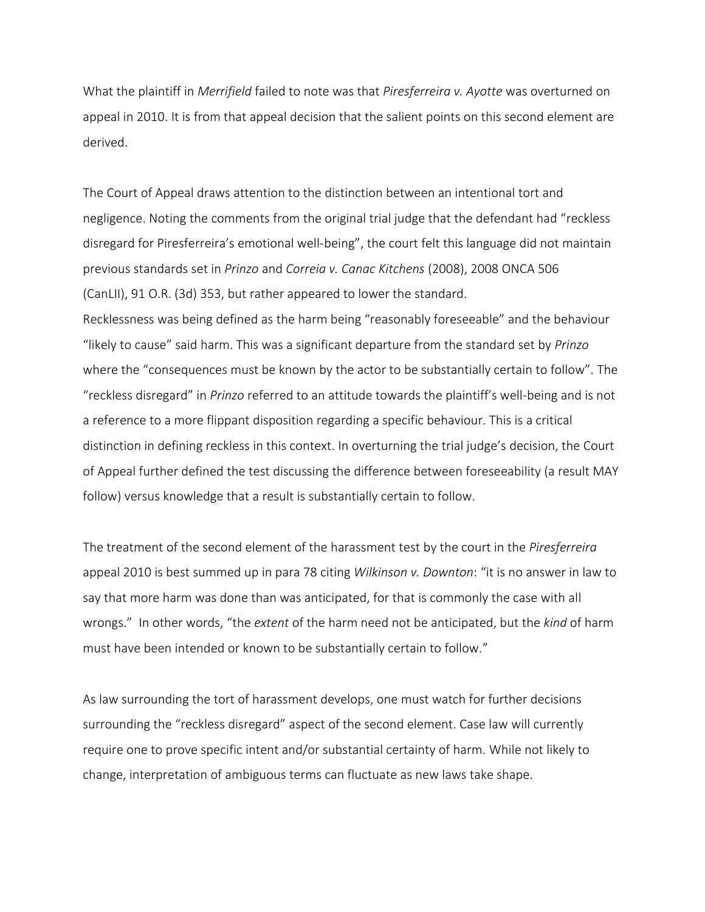What the plaintiff in *Merrifield* failed to note was that *Piresferreira v. Ayotte* was overturned on appeal in 2010. It is from that appeal decision that the salient points on this second element are derived.

The Court of Appeal draws attention to the distinction between an intentional tort and negligence. Noting the comments from the original trial judge that the defendant had "reckless disregard for Piresferreira's emotional well-being", the court felt this language did not maintain previous standards set in *Prinzo* and *Correia v. Canac Kitchens* (2008), 2008 ONCA 506 (CanLII), 91 O.R. (3d) 353, but rather appeared to lower the standard.
Recklessness was being defined as the harm being "reasonably foreseeable" and the behaviour "likely to cause" said harm. This was a significant departure from the standard set by *Prinzo* where the "consequences must be known by the actor to be substantially certain to follow". The "reckless disregard" in *Prinzo* referred to an attitude towards the plaintiff's well-being and is not a reference to a more flippant disposition regarding a specific behaviour. This is a critical distinction in defining reckless in this context. In overturning the trial judge's decision, the Court of Appeal further defined the test discussing the difference between foreseeability (a result MAY follow) versus knowledge that a result is substantially certain to follow.

The treatment of the second element of the harassment test by the court in the *Piresferreira* appeal 2010 is best summed up in para 78 citing *Wilkinson v. Downton*: "it is no answer in law to say that more harm was done than was anticipated, for that is commonly the case with all wrongs." In other words, "the *extent* of the harm need not be anticipated, but the *kind* of harm must have been intended or known to be substantially certain to follow."

As law surrounding the tort of harassment develops, one must watch for further decisions surrounding the "reckless disregard" aspect of the second element. Case law will currently require one to prove specific intent and/or substantial certainty of harm. While not likely to change, interpretation of ambiguous terms can fluctuate as new laws take shape.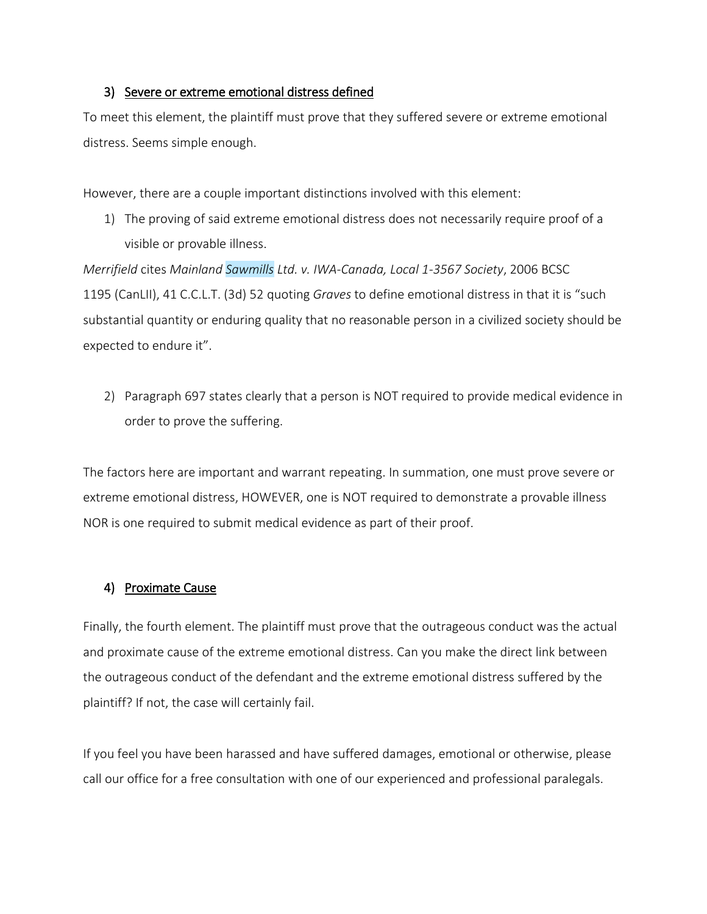### 3) <u>Severe or extreme emotional distress defined</u>

To meet this element, the plaintiff must prove that they suffered severe or extreme emotional distress. Seems simple enough.

However, there are a couple important distinctions involved with this element:

1) The proving of said extreme emotional distress does not necessarily require proof of a visible or provable illness.

*Merrifield* cites *Mainland Sawmills Ltd. v. IWA-Canada, Local 1-3567 Society*, 2006 BCSC 1195 (CanLII), 41 C.C.L.T. (3d) 52 quoting *Graves* to define emotional distress in that it is "such substantial quantity or enduring quality that no reasonable person in a civilized society should be expected to endure it".

2) Paragraph 697 states clearly that a person is NOT required to provide medical evidence in order to prove the suffering.

The factors here are important and warrant repeating. In summation, one must prove severe or extreme emotional distress, HOWEVER, one is NOT required to demonstrate a provable illness NOR is one required to submit medical evidence as part of their proof.

### 4) <u>Proximate Cause</u>

Finally, the fourth element. The plaintiff must prove that the outrageous conduct was the actual and proximate cause of the extreme emotional distress. Can you make the direct link between the outrageous conduct of the defendant and the extreme emotional distress suffered by the plaintiff? If not, the case will certainly fail.

If you feel you have been harassed and have suffered damages, emotional or otherwise, please call our office for a free consultation with one of our experienced and professional paralegals.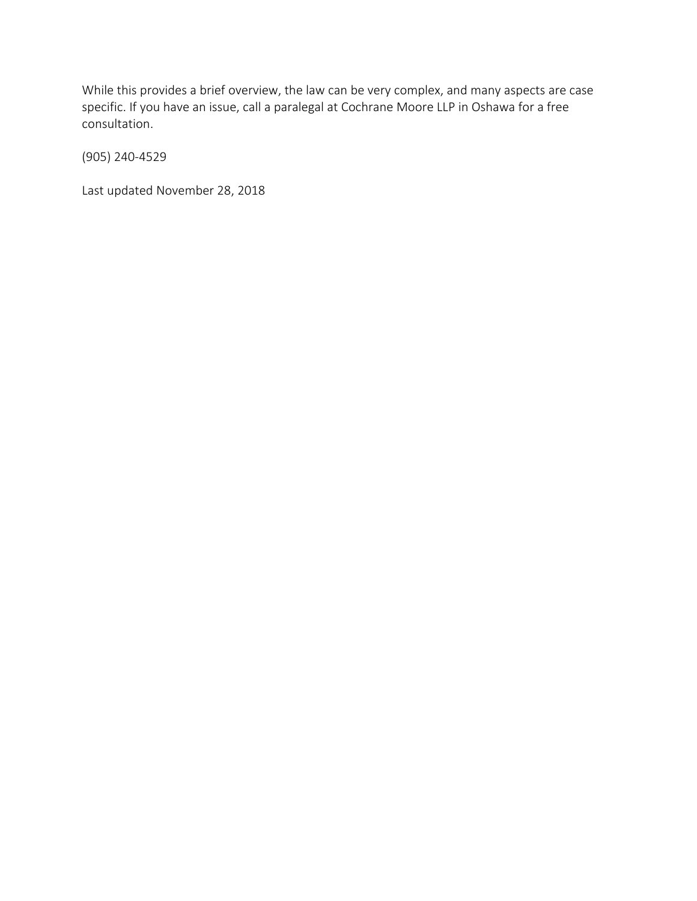While this provides a brief overview, the law can be very complex, and many aspects are case specific. If you have an issue, call a paralegal at Cochrane Moore LLP in Oshawa for a free consultation.

(905) 240-4529

Last updated November 28, 2018